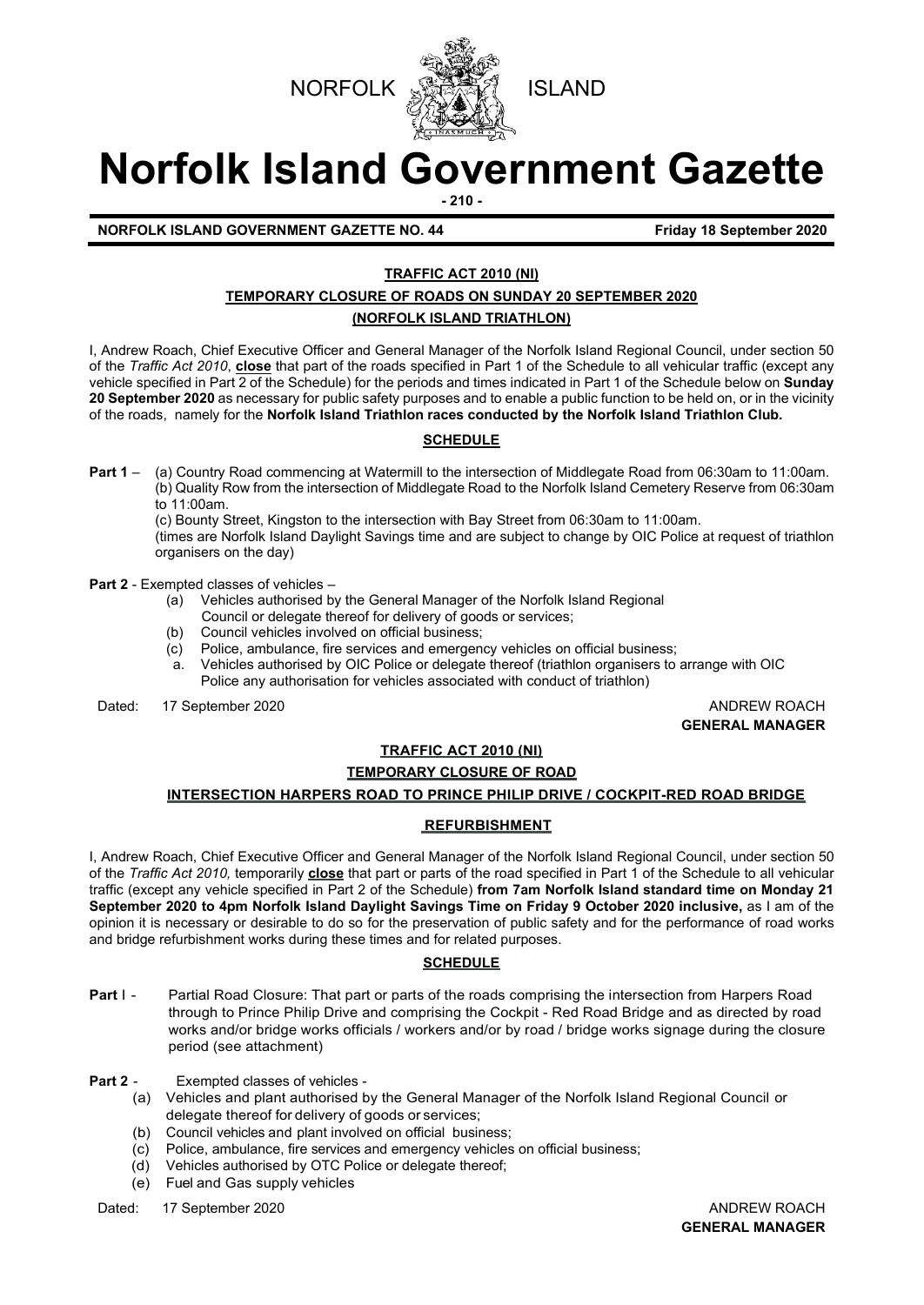NORFOLK ISLAND

# Norfolk Island Government Gazette

**NORFOLK ISLAND GOVERNMENT GAZETTE NO. 44 — Friday 18 September 2020**

## TRAFFIC ACT 2010 (NI)

### TEMPORARY CLOSURE OF ROADS ON SUNDAY 20 SEPTEMBER 2020

### (NORFOLK ISLAND TRIATHLON)

I, Andrew Roach, Chief Executive Officer and General Manager of the Norfolk Island Regional Council, under section 50 of the *Traffic Act 2010*, **close** that part of the roads specified in Part 1 of the Schedule to all vehicular traffic (except any vehicle specified in Part 2 of the Schedule) for the periods and times indicated in Part 1 of the Schedule below on **Sunday 20 September 2020** as necessary for public safety purposes and to enable a public function to be held on, or in the vicinity of the roads, namely for the **Norfolk Island Triathlon races conducted by the Norfolk Island Triathlon Club.**

### SCHEDULE

**Part 1** – (a) Country Road commencing at Watermill to the intersection of Middlegate Road from 06:30am to 11:00am.
(b) Quality Row from the intersection of Middlegate Road to the Norfolk Island Cemetery Reserve from 06:30am to 11:00am.
(c) Bounty Street, Kingston to the intersection with Bay Street from 06:30am to 11:00am.
(times are Norfolk Island Daylight Savings time and are subject to change by OIC Police at request of triathlon organisers on the day)

**Part 2** - Exempted classes of vehicles –

(a) Vehicles authorised by the General Manager of the Norfolk Island Regional Council or delegate thereof for delivery of goods or services;
(b) Council vehicles involved on official business;
(c) Police, ambulance, fire services and emergency vehicles on official business;
a. Vehicles authorised by OIC Police or delegate thereof (triathlon organisers to arrange with OIC Police any authorisation for vehicles associated with conduct of triathlon)

Dated: 17 September 2020

ANDREW ROACH
**GENERAL MANAGER**

## TRAFFIC ACT 2010 (NI)

### TEMPORARY CLOSURE OF ROAD

### INTERSECTION HARPERS ROAD TO PRINCE PHILIP DRIVE / COCKPIT-RED ROAD BRIDGE

### REFURBISHMENT

I, Andrew Roach, Chief Executive Officer and General Manager of the Norfolk Island Regional Council, under section 50 of the *Traffic Act 2010,* temporarily **close** that part or parts of the road specified in Part 1 of the Schedule to all vehicular traffic (except any vehicle specified in Part 2 of the Schedule) **from 7am Norfolk Island standard time on Monday 21 September 2020 to 4pm Norfolk Island Daylight Savings Time on Friday 9 October 2020 inclusive,** as I am of the opinion it is necessary or desirable to do so for the preservation of public safety and for the performance of road works and bridge refurbishment works during these times and for related purposes.

### SCHEDULE

**Part** I - Partial Road Closure: That part or parts of the roads comprising the intersection from Harpers Road through to Prince Philip Drive and comprising the Cockpit - Red Road Bridge and as directed by road works and/or bridge works officials / workers and/or by road / bridge works signage during the closure period (see attachment)

**Part 2** - Exempted classes of vehicles -

(a) Vehicles and plant authorised by the General Manager of the Norfolk Island Regional Council or delegate thereof for delivery of goods or services;
(b) Council vehicles and plant involved on official business;
(c) Police, ambulance, fire services and emergency vehicles on official business;
(d) Vehicles authorised by OTC Police or delegate thereof;
(e) Fuel and Gas supply vehicles

Dated: 17 September 2020

ANDREW ROACH
**GENERAL MANAGER**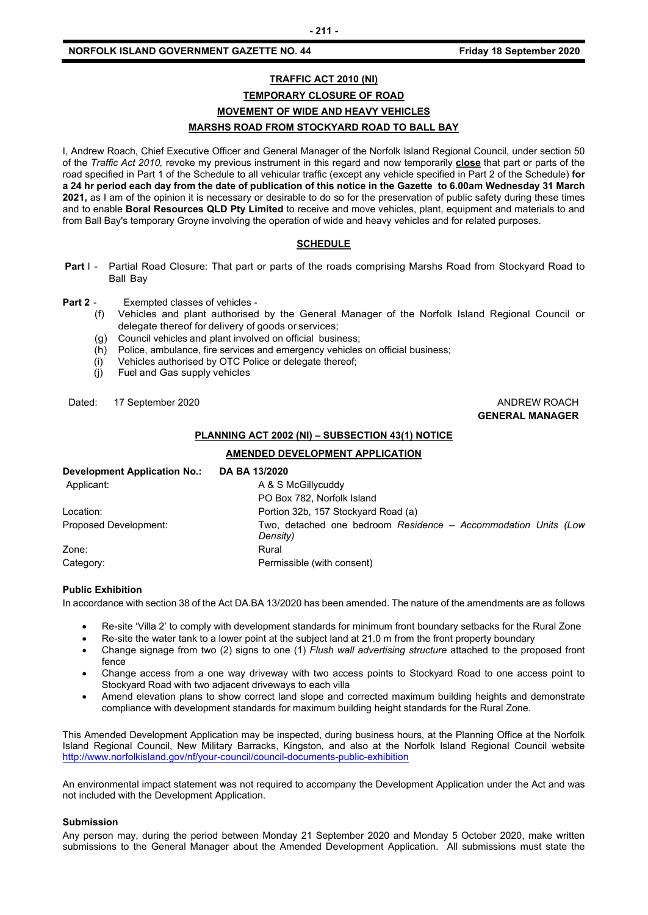## TRAFFIC ACT 2010 (NI)

## TEMPORARY CLOSURE OF ROAD

## MOVEMENT OF WIDE AND HEAVY VEHICLES

## MARSHS ROAD FROM STOCKYARD ROAD TO BALL BAY

I, Andrew Roach, Chief Executive Officer and General Manager of the Norfolk Island Regional Council, under section 50 of the *Traffic Act 2010,* revoke my previous instrument in this regard and now temporarily **close** that part or parts of the road specified in Part 1 of the Schedule to all vehicular traffic (except any vehicle specified in Part 2 of the Schedule) **for a 24 hr period each day from the date of publication of this notice in the Gazette to 6.00am Wednesday 31 March 2021,** as I am of the opinion it is necessary or desirable to do so for the preservation of public safety during these times and to enable **Boral Resources QLD Pty Limited** to receive and move vehicles, plant, equipment and materials to and from Ball Bay's temporary Groyne involving the operation of wide and heavy vehicles and for related purposes.

### SCHEDULE

**Part** I - Partial Road Closure: That part or parts of the roads comprising Marshs Road from Stockyard Road to Ball Bay

**Part 2** - Exempted classes of vehicles -

(f) Vehicles and plant authorised by the General Manager of the Norfolk Island Regional Council or delegate thereof for delivery of goods or services;
(g) Council vehicles and plant involved on official business;
(h) Police, ambulance, fire services and emergency vehicles on official business;
(i) Vehicles authorised by OTC Police or delegate thereof;
(j) Fuel and Gas supply vehicles

Dated: 17 September 2020

ANDREW ROACH
**GENERAL MANAGER**

## PLANNING ACT 2002 (NI) – SUBSECTION 43(1) NOTICE

## AMENDED DEVELOPMENT APPLICATION

| **Development Application No.:** | **DA BA 13/2020** |
|---|---|
| Applicant: | A & S McGillycuddy<br>PO Box 782, Norfolk Island |
| Location: | Portion 32b, 157 Stockyard Road (a) |
| Proposed Development: | Two, detached one bedroom *Residence – Accommodation Units (Low Density)* |
| Zone: | Rural |
| Category: | Permissible (with consent) |

**Public Exhibition**

In accordance with section 38 of the Act DA.BA 13/2020 has been amended. The nature of the amendments are as follows

- Re-site 'Villa 2' to comply with development standards for minimum front boundary setbacks for the Rural Zone
- Re-site the water tank to a lower point at the subject land at 21.0 m from the front property boundary
- Change signage from two (2) signs to one (1) *Flush wall advertising structure* attached to the proposed front fence
- Change access from a one way driveway with two access points to Stockyard Road to one access point to Stockyard Road with two adjacent driveways to each villa
- Amend elevation plans to show correct land slope and corrected maximum building heights and demonstrate compliance with development standards for maximum building height standards for the Rural Zone.

This Amended Development Application may be inspected, during business hours, at the Planning Office at the Norfolk Island Regional Council, New Military Barracks, Kingston, and also at the Norfolk Island Regional Council website http://www.norfolkisland.gov/nf/your-council/council-documents-public-exhibition

An environmental impact statement was not required to accompany the Development Application under the Act and was not included with the Development Application.

**Submission**

Any person may, during the period between Monday 21 September 2020 and Monday 5 October 2020, make written submissions to the General Manager about the Amended Development Application. All submissions must state the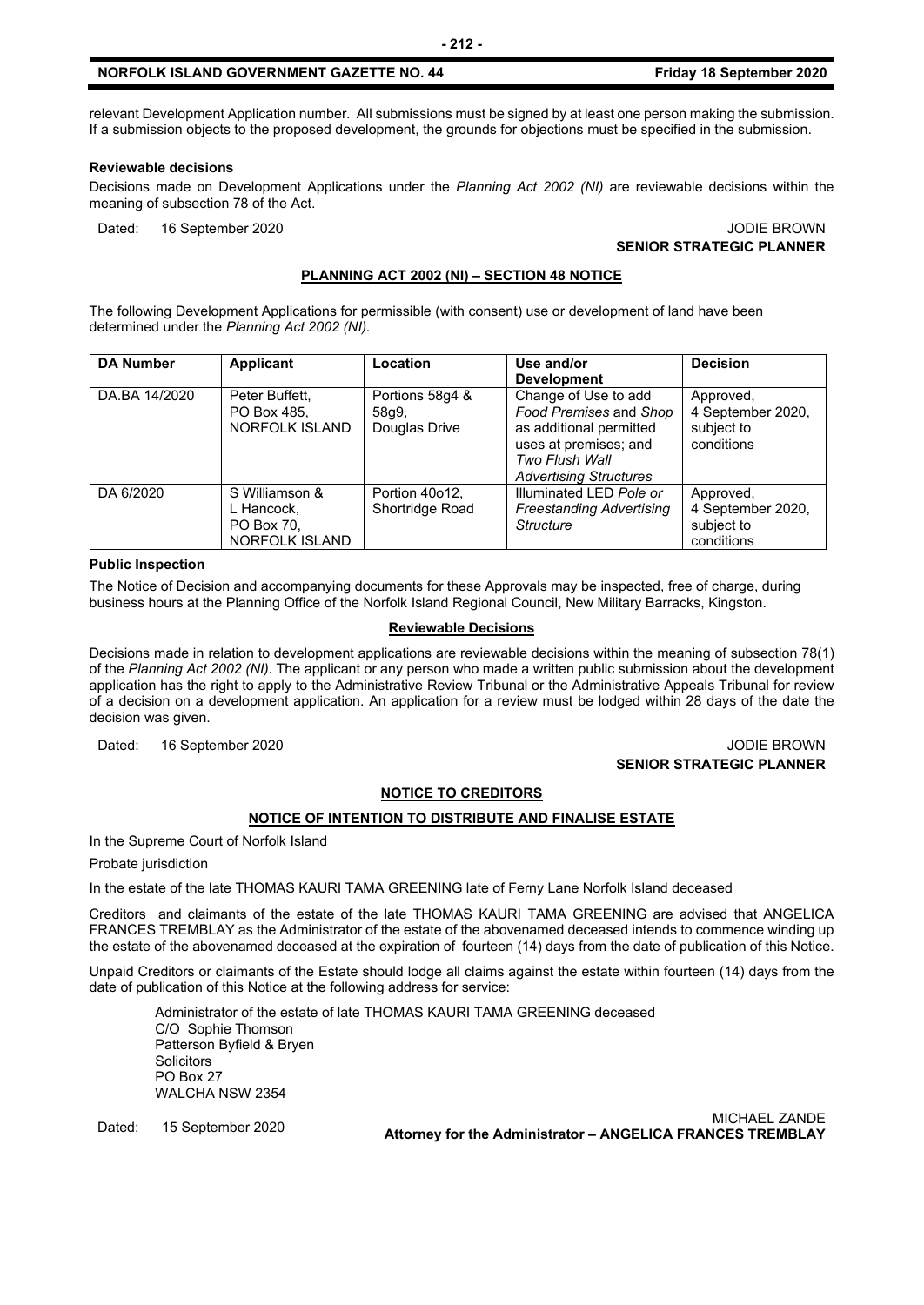relevant Development Application number. All submissions must be signed by at least one person making the submission. If a submission objects to the proposed development, the grounds for objections must be specified in the submission.

**Reviewable decisions**

Decisions made on Development Applications under the *Planning Act 2002 (NI)* are reviewable decisions within the meaning of subsection 78 of the Act.

Dated: 16 September 2020

JODIE BROWN
**SENIOR STRATEGIC PLANNER**

## PLANNING ACT 2002 (NI) – SECTION 48 NOTICE

The following Development Applications for permissible (with consent) use or development of land have been determined under the *Planning Act 2002 (NI).*

| DA Number | Applicant | Location | Use and/or Development | Decision |
|---|---|---|---|---|
| DA.BA 14/2020 | Peter Buffett, PO Box 485, NORFOLK ISLAND | Portions 58g4 & 58g9, Douglas Drive | Change of Use to add *Food Premises* and *Shop* as additional permitted uses at premises; and *Two Flush Wall Advertising Structures* | Approved, 4 September 2020, subject to conditions |
| DA 6/2020 | S Williamson & L Hancock, PO Box 70, NORFOLK ISLAND | Portion 40o12, Shortridge Road | Illuminated LED *Pole or Freestanding Advertising Structure* | Approved, 4 September 2020, subject to conditions |

**Public Inspection**

The Notice of Decision and accompanying documents for these Approvals may be inspected, free of charge, during business hours at the Planning Office of the Norfolk Island Regional Council, New Military Barracks, Kingston.

**Reviewable Decisions**

Decisions made in relation to development applications are reviewable decisions within the meaning of subsection 78(1) of the *Planning Act 2002 (NI).* The applicant or any person who made a written public submission about the development application has the right to apply to the Administrative Review Tribunal or the Administrative Appeals Tribunal for review of a decision on a development application. An application for a review must be lodged within 28 days of the date the decision was given.

Dated: 16 September 2020

JODIE BROWN
**SENIOR STRATEGIC PLANNER**

## NOTICE TO CREDITORS

### NOTICE OF INTENTION TO DISTRIBUTE AND FINALISE ESTATE

In the Supreme Court of Norfolk Island

Probate jurisdiction

In the estate of the late THOMAS KAURI TAMA GREENING late of Ferny Lane Norfolk Island deceased

Creditors and claimants of the estate of the late THOMAS KAURI TAMA GREENING are advised that ANGELICA FRANCES TREMBLAY as the Administrator of the estate of the abovenamed deceased intends to commence winding up the estate of the abovenamed deceased at the expiration of fourteen (14) days from the date of publication of this Notice.

Unpaid Creditors or claimants of the Estate should lodge all claims against the estate within fourteen (14) days from the date of publication of this Notice at the following address for service:

Administrator of the estate of late THOMAS KAURI TAMA GREENING deceased
C/O Sophie Thomson
Patterson Byfield & Bryen
Solicitors
PO Box 27
WALCHA NSW 2354

Dated: 15 September 2020

MICHAEL ZANDE
**Attorney for the Administrator – ANGELICA FRANCES TREMBLAY**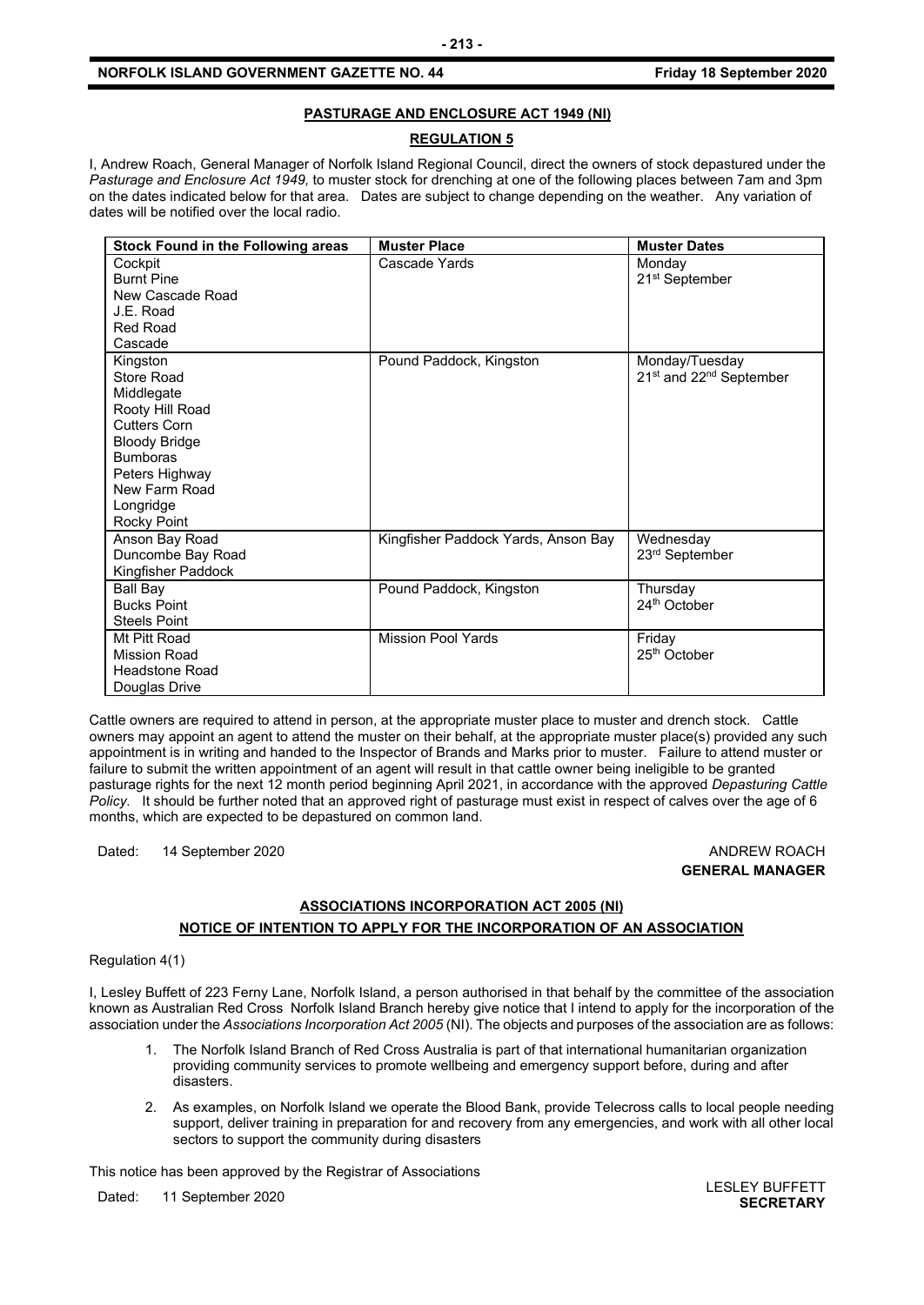## PASTURAGE AND ENCLOSURE ACT 1949 (NI)

### REGULATION 5

I, Andrew Roach, General Manager of Norfolk Island Regional Council, direct the owners of stock depastured under the *Pasturage and Enclosure Act 1949,* to muster stock for drenching at one of the following places between 7am and 3pm on the dates indicated below for that area. Dates are subject to change depending on the weather. Any variation of dates will be notified over the local radio.

| Stock Found in the Following areas | Muster Place | Muster Dates |
|---|---|---|
| Cockpit<br>Burnt Pine<br>New Cascade Road<br>J.E. Road<br>Red Road<br>Cascade | Cascade Yards | Monday<br>21st September |
| Kingston<br>Store Road<br>Middlegate<br>Rooty Hill Road<br>Cutters Corn<br>Bloody Bridge<br>Bumboras<br>Peters Highway<br>New Farm Road<br>Longridge<br>Rocky Point | Pound Paddock, Kingston | Monday/Tuesday<br>21st and 22nd September |
| Anson Bay Road<br>Duncombe Bay Road<br>Kingfisher Paddock | Kingfisher Paddock Yards, Anson Bay | Wednesday<br>23rd September |
| Ball Bay<br>Bucks Point<br>Steels Point | Pound Paddock, Kingston | Thursday<br>24th October |
| Mt Pitt Road<br>Mission Road<br>Headstone Road<br>Douglas Drive | Mission Pool Yards | Friday<br>25th October |

Cattle owners are required to attend in person, at the appropriate muster place to muster and drench stock. Cattle owners may appoint an agent to attend the muster on their behalf, at the appropriate muster place(s) provided any such appointment is in writing and handed to the Inspector of Brands and Marks prior to muster. Failure to attend muster or failure to submit the written appointment of an agent will result in that cattle owner being ineligible to be granted pasturage rights for the next 12 month period beginning April 2021, in accordance with the approved *Depasturing Cattle Policy.* It should be further noted that an approved right of pasturage must exist in respect of calves over the age of 6 months, which are expected to be depastured on common land.

Dated: 14 September 2020

ANDREW ROACH
**GENERAL MANAGER**

## ASSOCIATIONS INCORPORATION ACT 2005 (NI)

### NOTICE OF INTENTION TO APPLY FOR THE INCORPORATION OF AN ASSOCIATION

Regulation 4(1)

I, Lesley Buffett of 223 Ferny Lane, Norfolk Island, a person authorised in that behalf by the committee of the association known as Australian Red Cross Norfolk Island Branch hereby give notice that I intend to apply for the incorporation of the association under the *Associations Incorporation Act 2005* (NI). The objects and purposes of the association are as follows:

1. The Norfolk Island Branch of Red Cross Australia is part of that international humanitarian organization providing community services to promote wellbeing and emergency support before, during and after disasters.
2. As examples, on Norfolk Island we operate the Blood Bank, provide Telecross calls to local people needing support, deliver training in preparation for and recovery from any emergencies, and work with all other local sectors to support the community during disasters

This notice has been approved by the Registrar of Associations

Dated: 11 September 2020

LESLEY BUFFETT
**SECRETARY**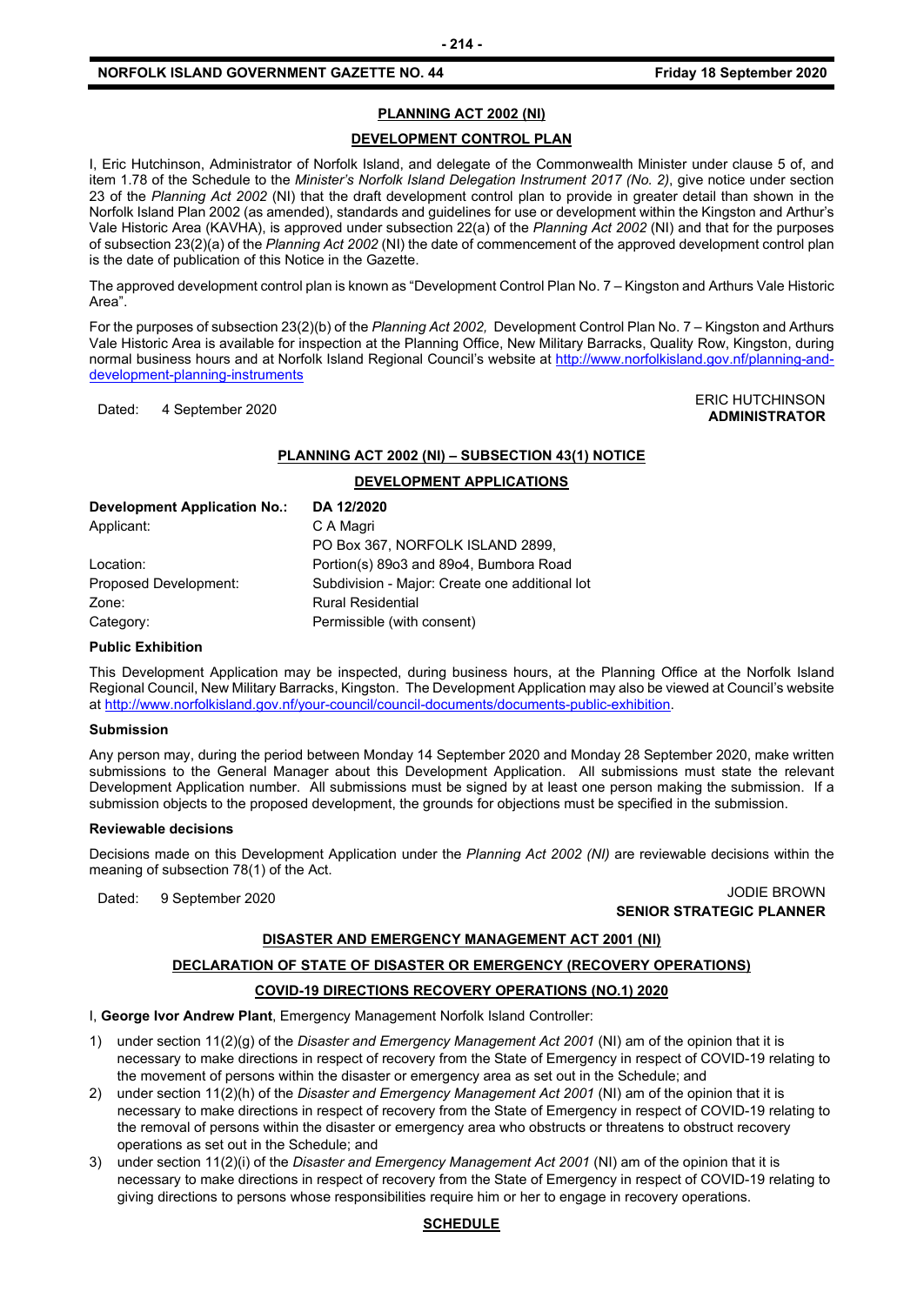## PLANNING ACT 2002 (NI)

## DEVELOPMENT CONTROL PLAN

I, Eric Hutchinson, Administrator of Norfolk Island, and delegate of the Commonwealth Minister under clause 5 of, and item 1.78 of the Schedule to the *Minister's Norfolk Island Delegation Instrument 2017 (No. 2)*, give notice under section 23 of the *Planning Act 2002* (NI) that the draft development control plan to provide in greater detail than shown in the Norfolk Island Plan 2002 (as amended), standards and guidelines for use or development within the Kingston and Arthur's Vale Historic Area (KAVHA), is approved under subsection 22(a) of the *Planning Act 2002* (NI) and that for the purposes of subsection 23(2)(a) of the *Planning Act 2002* (NI) the date of commencement of the approved development control plan is the date of publication of this Notice in the Gazette.

The approved development control plan is known as "Development Control Plan No. 7 – Kingston and Arthurs Vale Historic Area".

For the purposes of subsection 23(2)(b) of the *Planning Act 2002,* Development Control Plan No. 7 – Kingston and Arthurs Vale Historic Area is available for inspection at the Planning Office, New Military Barracks, Quality Row, Kingston, during normal business hours and at Norfolk Island Regional Council's website at http://www.norfolkisland.gov.nf/planning-and-development-planning-instruments

Dated: 4 September 2020

ERIC HUTCHINSON
**ADMINISTRATOR**

## PLANNING ACT 2002 (NI) – SUBSECTION 43(1) NOTICE

## DEVELOPMENT APPLICATIONS

| **Development Application No.:** | **DA 12/2020** |
|---|---|
| Applicant: | C A Magri<br>PO Box 367, NORFOLK ISLAND 2899, |
| Location: | Portion(s) 89o3 and 89o4, Bumbora Road |
| Proposed Development: | Subdivision - Major: Create one additional lot |
| Zone: | Rural Residential |
| Category: | Permissible (with consent) |

**Public Exhibition**

This Development Application may be inspected, during business hours, at the Planning Office at the Norfolk Island Regional Council, New Military Barracks, Kingston. The Development Application may also be viewed at Council's website at http://www.norfolkisland.gov.nf/your-council/council-documents/documents-public-exhibition.

**Submission**

Any person may, during the period between Monday 14 September 2020 and Monday 28 September 2020, make written submissions to the General Manager about this Development Application. All submissions must state the relevant Development Application number. All submissions must be signed by at least one person making the submission. If a submission objects to the proposed development, the grounds for objections must be specified in the submission.

**Reviewable decisions**

Decisions made on this Development Application under the *Planning Act 2002 (NI)* are reviewable decisions within the meaning of subsection 78(1) of the Act.

Dated: 9 September 2020

JODIE BROWN
**SENIOR STRATEGIC PLANNER**

## DISASTER AND EMERGENCY MANAGEMENT ACT 2001 (NI)

## DECLARATION OF STATE OF DISASTER OR EMERGENCY (RECOVERY OPERATIONS)

## COVID-19 DIRECTIONS RECOVERY OPERATIONS (NO.1) 2020

I, **George Ivor Andrew Plant**, Emergency Management Norfolk Island Controller:

1) under section 11(2)(g) of the *Disaster and Emergency Management Act 2001* (NI) am of the opinion that it is necessary to make directions in respect of recovery from the State of Emergency in respect of COVID-19 relating to the movement of persons within the disaster or emergency area as set out in the Schedule; and
2) under section 11(2)(h) of the *Disaster and Emergency Management Act 2001* (NI) am of the opinion that it is necessary to make directions in respect of recovery from the State of Emergency in respect of COVID-19 relating to the removal of persons within the disaster or emergency area who obstructs or threatens to obstruct recovery operations as set out in the Schedule; and
3) under section 11(2)(i) of the *Disaster and Emergency Management Act 2001* (NI) am of the opinion that it is necessary to make directions in respect of recovery from the State of Emergency in respect of COVID-19 relating to giving directions to persons whose responsibilities require him or her to engage in recovery operations.

## SCHEDULE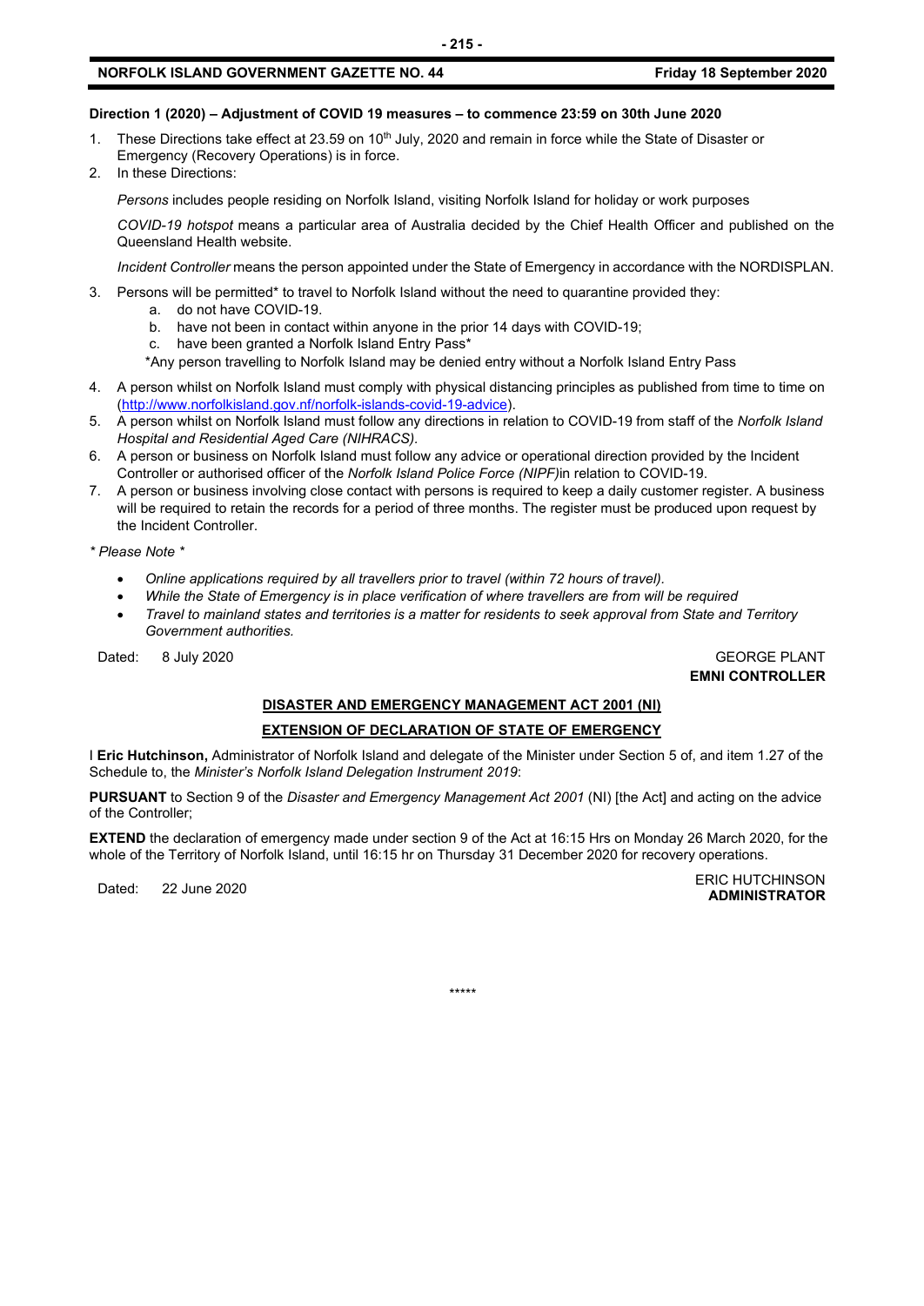**Direction 1 (2020) – Adjustment of COVID 19 measures – to commence 23:59 on 30th June 2020**

1. These Directions take effect at 23.59 on 10th July, 2020 and remain in force while the State of Disaster or Emergency (Recovery Operations) is in force.
2. In these Directions:

   *Persons* includes people residing on Norfolk Island, visiting Norfolk Island for holiday or work purposes

   *COVID-19 hotspot* means a particular area of Australia decided by the Chief Health Officer and published on the Queensland Health website.

   *Incident Controller* means the person appointed under the State of Emergency in accordance with the NORDISPLAN.

3. Persons will be permitted* to travel to Norfolk Island without the need to quarantine provided they:
   a. do not have COVID-19.
   b. have not been in contact within anyone in the prior 14 days with COVID-19;
   c. have been granted a Norfolk Island Entry Pass*

   *Any person travelling to Norfolk Island may be denied entry without a Norfolk Island Entry Pass

4. A person whilst on Norfolk Island must comply with physical distancing principles as published from time to time on (http://www.norfolkisland.gov.nf/norfolk-islands-covid-19-advice).
5. A person whilst on Norfolk Island must follow any directions in relation to COVID-19 from staff of the *Norfolk Island Hospital and Residential Aged Care (NIHRACS).*
6. A person or business on Norfolk Island must follow any advice or operational direction provided by the Incident Controller or authorised officer of the *Norfolk Island Police Force (NIPF)*in relation to COVID-19.
7. A person or business involving close contact with persons is required to keep a daily customer register. A business will be required to retain the records for a period of three months. The register must be produced upon request by the Incident Controller.

*\* Please Note \**

- *Online applications required by all travellers prior to travel (within 72 hours of travel).*
- *While the State of Emergency is in place verification of where travellers are from will be required*
- *Travel to mainland states and territories is a matter for residents to seek approval from State and Territory Government authorities.*

Dated: 8 July 2020

GEORGE PLANT
**EMNI CONTROLLER**

## DISASTER AND EMERGENCY MANAGEMENT ACT 2001 (NI)

## EXTENSION OF DECLARATION OF STATE OF EMERGENCY

I **Eric Hutchinson,** Administrator of Norfolk Island and delegate of the Minister under Section 5 of, and item 1.27 of the Schedule to, the *Minister's Norfolk Island Delegation Instrument 2019*:

**PURSUANT** to Section 9 of the *Disaster and Emergency Management Act 2001* (NI) [the Act] and acting on the advice of the Controller;

**EXTEND** the declaration of emergency made under section 9 of the Act at 16:15 Hrs on Monday 26 March 2020, for the whole of the Territory of Norfolk Island, until 16:15 hr on Thursday 31 December 2020 for recovery operations.

Dated: 22 June 2020

ERIC HUTCHINSON
**ADMINISTRATOR**

\*\*\*\*\*